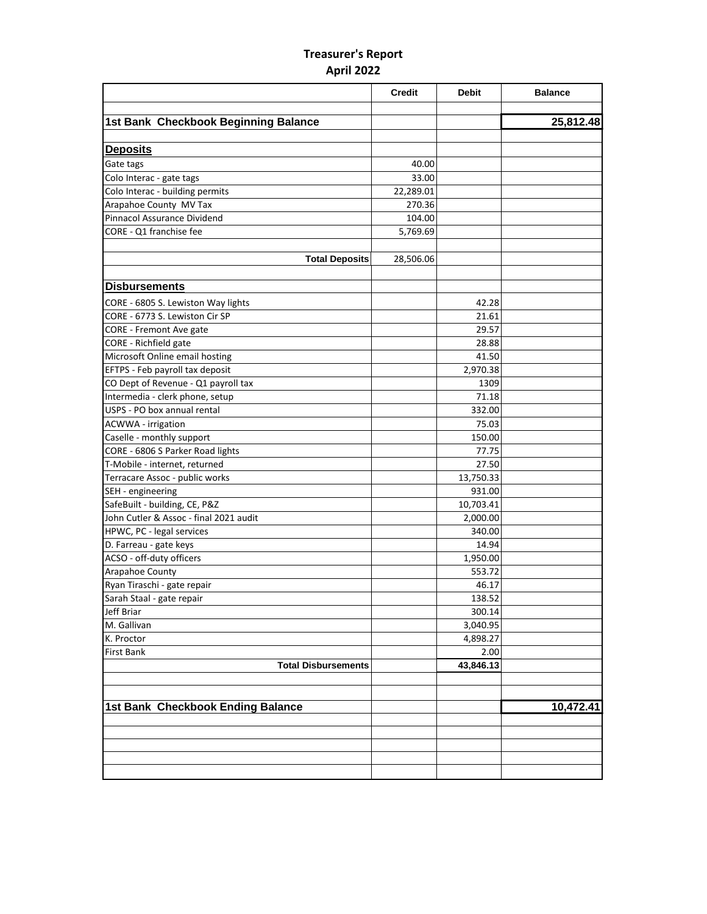# Treasurer's Report

## April 2022

| | Credit | Debit | Balance |
|---|---|---|---|
| **1st Bank Checkbook Beginning Balance** | | | **25,812.48** |
| **Deposits** | | | |
| Gate tags | 40.00 | | |
| Colo Interac - gate tags | 33.00 | | |
| Colo Interac - building permits | 22,289.01 | | |
| Arapahoe County MV Tax | 270.36 | | |
| Pinnacol Assurance Dividend | 104.00 | | |
| CORE - Q1 franchise fee | 5,769.69 | | |
| **Total Deposits** | 28,506.06 | | |
| **Disbursements** | | | |
| CORE - 6805 S. Lewiston Way lights | | 42.28 | |
| CORE - 6773 S. Lewiston Cir SP | | 21.61 | |
| CORE - Fremont Ave gate | | 29.57 | |
| CORE - Richfield gate | | 28.88 | |
| Microsoft Online email hosting | | 41.50 | |
| EFTPS - Feb payroll tax deposit | | 2,970.38 | |
| CO Dept of Revenue - Q1 payroll tax | | 1309 | |
| Intermedia - clerk phone, setup | | 71.18 | |
| USPS - PO box annual rental | | 332.00 | |
| ACWWA - irrigation | | 75.03 | |
| Caselle - monthly support | | 150.00 | |
| CORE - 6806 S Parker Road lights | | 77.75 | |
| T-Mobile - internet, returned | | 27.50 | |
| Terracare Assoc - public works | | 13,750.33 | |
| SEH - engineering | | 931.00 | |
| SafeBuilt - building, CE, P&Z | | 10,703.41 | |
| John Cutler & Assoc - final 2021 audit | | 2,000.00 | |
| HPWC, PC - legal services | | 340.00 | |
| D. Farreau - gate keys | | 14.94 | |
| ACSO - off-duty officers | | 1,950.00 | |
| Arapahoe County | | 553.72 | |
| Ryan Tiraschi - gate repair | | 46.17 | |
| Sarah Staal - gate repair | | 138.52 | |
| Jeff Briar | | 300.14 | |
| M. Gallivan | | 3,040.95 | |
| K. Proctor | | 4,898.27 | |
| First Bank | | 2.00 | |
| **Total Disbursements** | | **43,846.13** | |
| **1st Bank Checkbook Ending Balance** | | | **10,472.41** |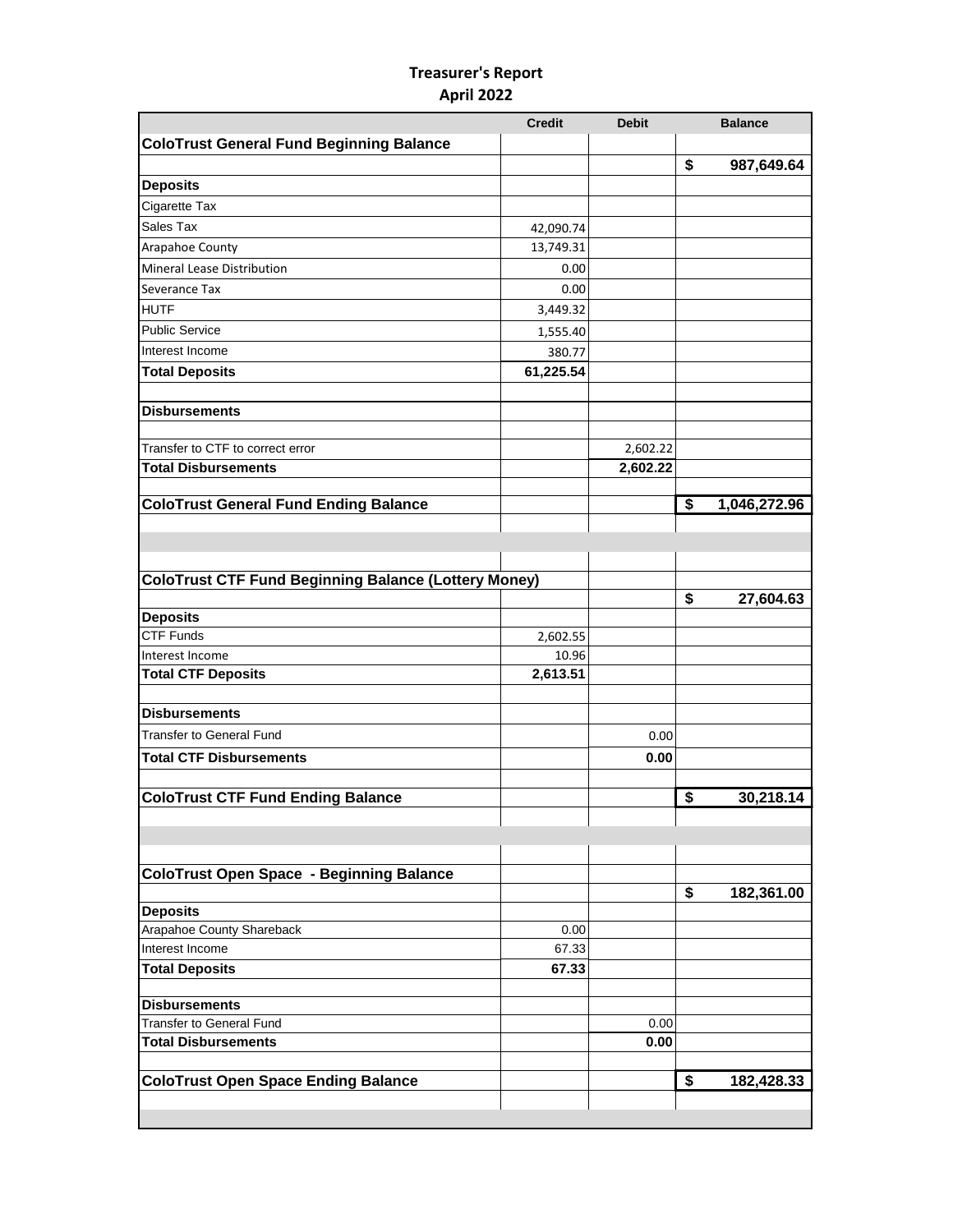# Treasurer's Report
## April 2022

| | Credit | Debit | Balance |
|---|---|---|---|
| **ColoTrust General Fund Beginning Balance** | | | |
| | | | $ 987,649.64 |
| **Deposits** | | | |
| Cigarette Tax | | | |
| Sales Tax | 42,090.74 | | |
| Arapahoe County | 13,749.31 | | |
| Mineral Lease Distribution | 0.00 | | |
| Severance Tax | 0.00 | | |
| HUTF | 3,449.32 | | |
| Public Service | 1,555.40 | | |
| Interest Income | 380.77 | | |
| **Total Deposits** | **61,225.54** | | |
| | | | |
| **Disbursements** | | | |
| | | | |
| Transfer to CTF to correct error | | 2,602.22 | |
| **Total Disbursements** | | **2,602.22** | |
| | | | |
| **ColoTrust General Fund Ending Balance** | | | **$ 1,046,272.96** |
| | | | |
| | | | |
| | | | |
| **ColoTrust CTF Fund Beginning Balance (Lottery Money)** | | | |
| | | | $ 27,604.63 |
| **Deposits** | | | |
| CTF Funds | 2,602.55 | | |
| Interest Income | 10.96 | | |
| **Total CTF Deposits** | **2,613.51** | | |
| | | | |
| **Disbursements** | | | |
| Transfer to General Fund | | 0.00 | |
| **Total CTF Disbursements** | | **0.00** | |
| | | | |
| **ColoTrust CTF Fund Ending Balance** | | | **$ 30,218.14** |
| | | | |
| | | | |
| | | | |
| **ColoTrust Open Space - Beginning Balance** | | | |
| | | | $ 182,361.00 |
| **Deposits** | | | |
| Arapahoe County Shareback | 0.00 | | |
| Interest Income | 67.33 | | |
| **Total Deposits** | **67.33** | | |
| | | | |
| **Disbursements** | | | |
| Transfer to General Fund | | 0.00 | |
| **Total Disbursements** | | **0.00** | |
| | | | |
| **ColoTrust Open Space Ending Balance** | | | **$ 182,428.33** |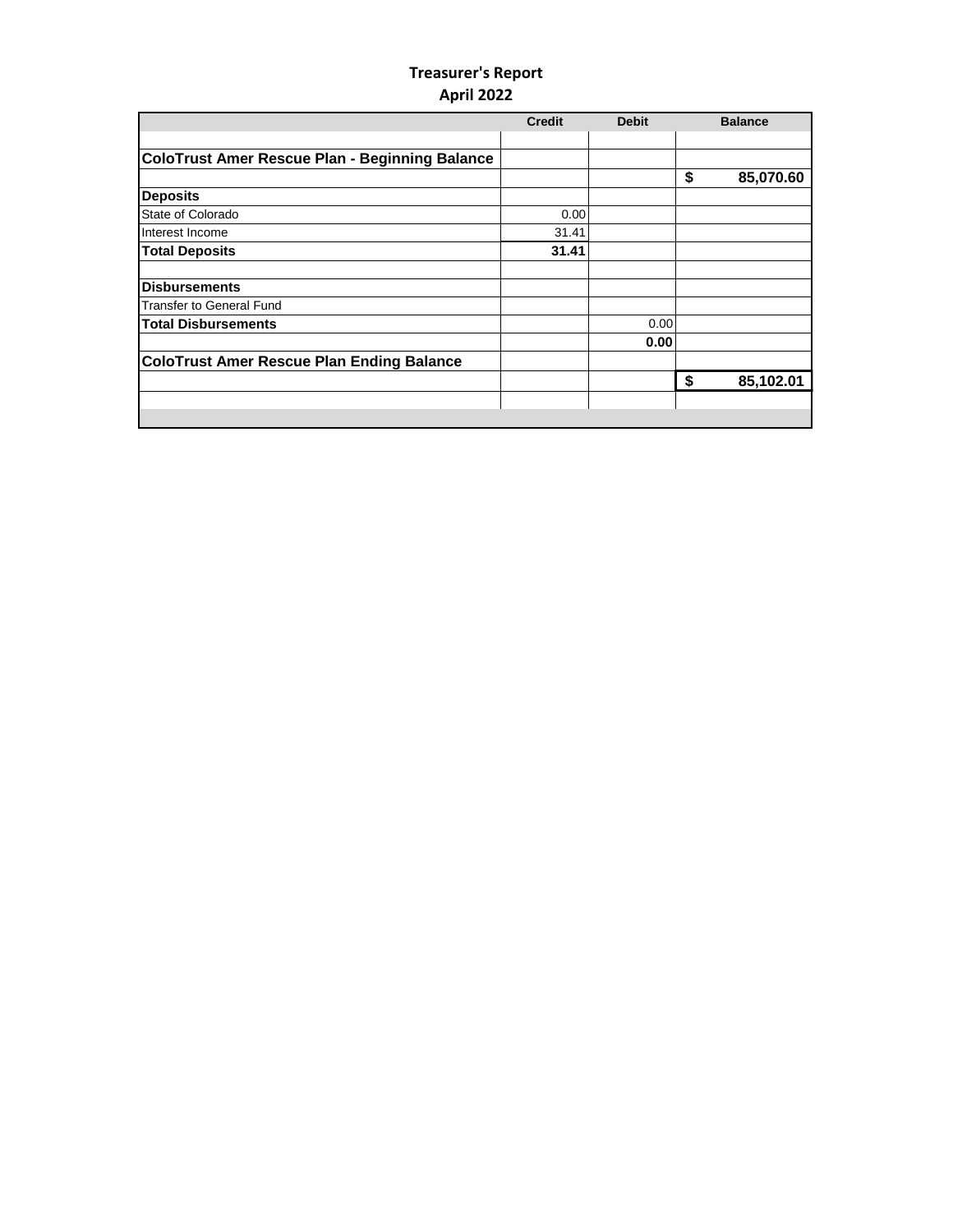# Treasurer's Report
## April 2022

| | Credit | Debit | Balance |
|---|---|---|---|
| | | | |
| **ColoTrust Amer Rescue Plan - Beginning Balance** | | | |
| | | | **$ 85,070.60** |
| **Deposits** | | | |
| State of Colorado | 0.00 | | |
| Interest Income | 31.41 | | |
| **Total Deposits** | **31.41** | | |
| | | | |
| **Disbursements** | | | |
| Transfer to General Fund | | | |
| **Total Disbursements** | | 0.00 | |
| | | **0.00** | |
| **ColoTrust Amer Rescue Plan Ending Balance** | | | |
| | | | **$ 85,102.01** |
| | | | |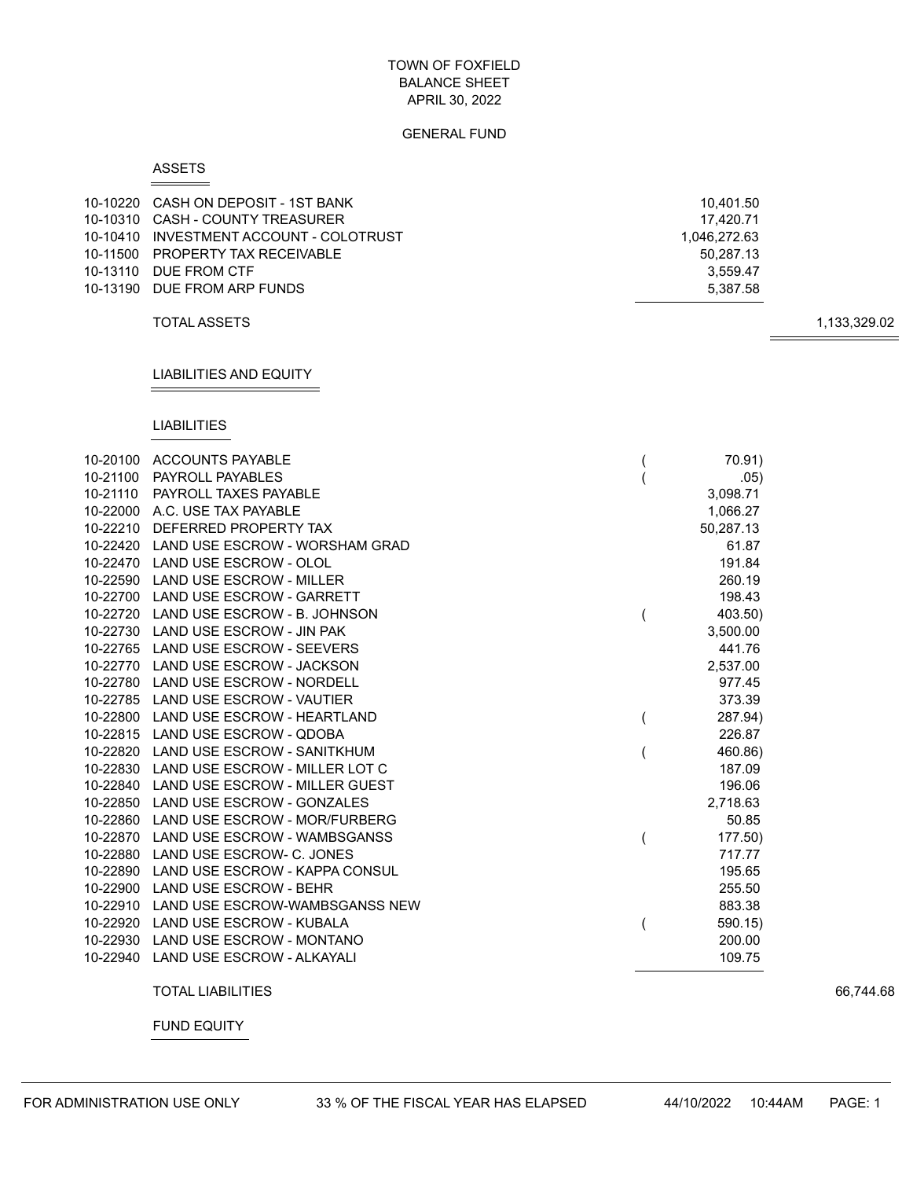TOWN OF FOXFIELD
BALANCE SHEET
APRIL 30, 2022

GENERAL FUND

## ASSETS

| Account | Description | Amount | Total |
|---|---|---|---|
| 10-10220 | CASH ON DEPOSIT - 1ST BANK | 10,401.50 | |
| 10-10310 | CASH - COUNTY TREASURER | 17,420.71 | |
| 10-10410 | INVESTMENT ACCOUNT - COLOTRUST | 1,046,272.63 | |
| 10-11500 | PROPERTY TAX RECEIVABLE | 50,287.13 | |
| 10-13110 | DUE FROM CTF | 3,559.47 | |
| 10-13190 | DUE FROM ARP FUNDS | 5,387.58 | |
| | TOTAL ASSETS | | 1,133,329.02 |

## LIABILITIES AND EQUITY

### LIABILITIES

| Account | Description | Amount | Total |
|---|---|---|---|
| 10-20100 | ACCOUNTS PAYABLE | ( 70.91) | |
| 10-21100 | PAYROLL PAYABLES | ( .05) | |
| 10-21110 | PAYROLL TAXES PAYABLE | 3,098.71 | |
| 10-22000 | A.C. USE TAX PAYABLE | 1,066.27 | |
| 10-22210 | DEFERRED PROPERTY TAX | 50,287.13 | |
| 10-22420 | LAND USE ESCROW - WORSHAM GRAD | 61.87 | |
| 10-22470 | LAND USE ESCROW - OLOL | 191.84 | |
| 10-22590 | LAND USE ESCROW - MILLER | 260.19 | |
| 10-22700 | LAND USE ESCROW - GARRETT | 198.43 | |
| 10-22720 | LAND USE ESCROW - B. JOHNSON | ( 403.50) | |
| 10-22730 | LAND USE ESCROW - JIN PAK | 3,500.00 | |
| 10-22765 | LAND USE ESCROW - SEEVERS | 441.76 | |
| 10-22770 | LAND USE ESCROW - JACKSON | 2,537.00 | |
| 10-22780 | LAND USE ESCROW - NORDELL | 977.45 | |
| 10-22785 | LAND USE ESCROW - VAUTIER | 373.39 | |
| 10-22800 | LAND USE ESCROW - HEARTLAND | ( 287.94) | |
| 10-22815 | LAND USE ESCROW - QDOBA | 226.87 | |
| 10-22820 | LAND USE ESCROW - SANITKHUM | ( 460.86) | |
| 10-22830 | LAND USE ESCROW - MILLER LOT C | 187.09 | |
| 10-22840 | LAND USE ESCROW - MILLER GUEST | 196.06 | |
| 10-22850 | LAND USE ESCROW - GONZALES | 2,718.63 | |
| 10-22860 | LAND USE ESCROW - MOR/FURBERG | 50.85 | |
| 10-22870 | LAND USE ESCROW - WAMBSGANSS | ( 177.50) | |
| 10-22880 | LAND USE ESCROW- C. JONES | 717.77 | |
| 10-22890 | LAND USE ESCROW - KAPPA CONSUL | 195.65 | |
| 10-22900 | LAND USE ESCROW - BEHR | 255.50 | |
| 10-22910 | LAND USE ESCROW-WAMBSGANSS NEW | 883.38 | |
| 10-22920 | LAND USE ESCROW - KUBALA | ( 590.15) | |
| 10-22930 | LAND USE ESCROW - MONTANO | 200.00 | |
| 10-22940 | LAND USE ESCROW - ALKAYALI | 109.75 | |
| | TOTAL LIABILITIES | | 66,744.68 |

### FUND EQUITY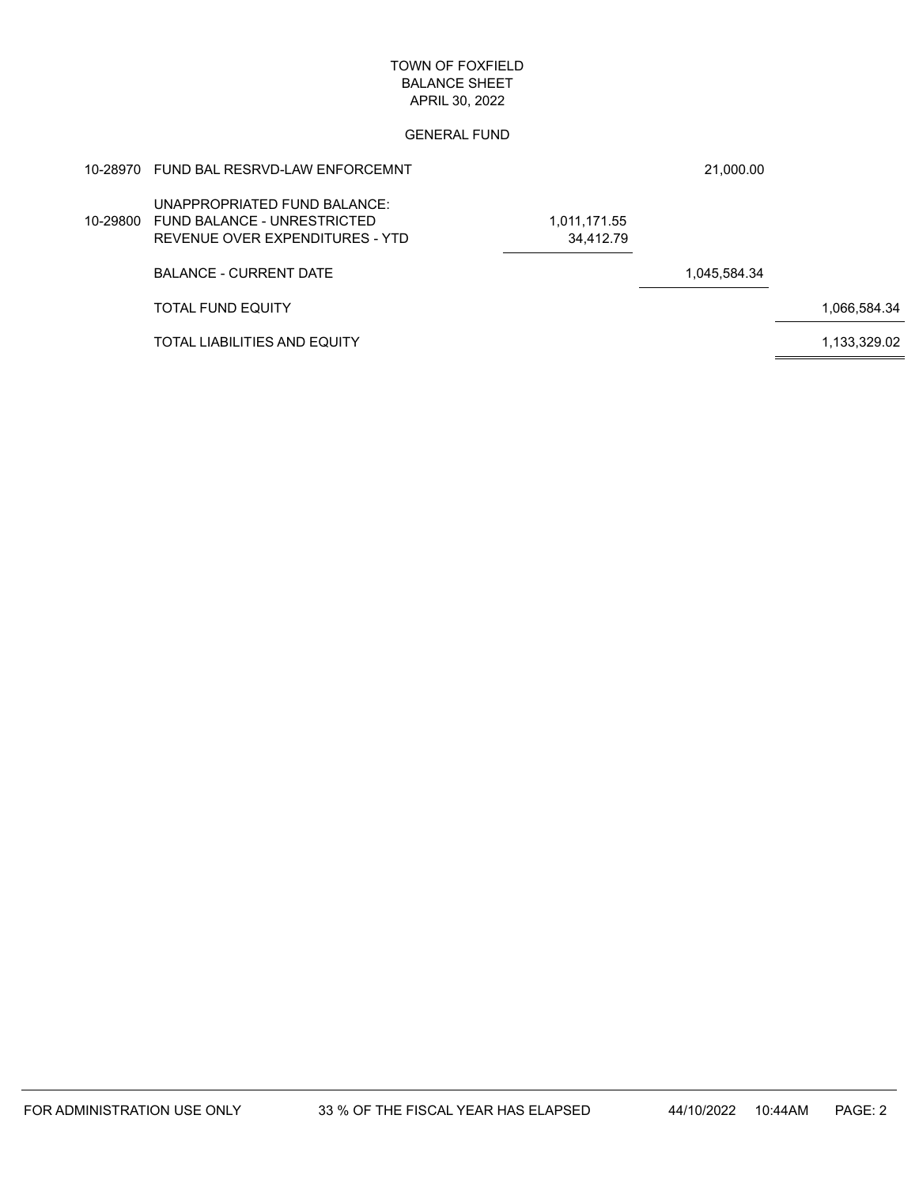TOWN OF FOXFIELD
BALANCE SHEET
APRIL 30, 2022

GENERAL FUND

| Account | Description | | | |
|---|---|---|---|---|
| 10-28970 | FUND BAL RESRVD-LAW ENFORCEMNT | | 21,000.00 | |
| | UNAPPROPRIATED FUND BALANCE: | | | |
| 10-29800 | FUND BALANCE - UNRESTRICTED | 1,011,171.55 | | |
| | REVENUE OVER EXPENDITURES - YTD | 34,412.79 | | |
| | BALANCE - CURRENT DATE | | 1,045,584.34 | |
| | TOTAL FUND EQUITY | | | 1,066,584.34 |
| | TOTAL LIABILITIES AND EQUITY | | | 1,133,329.02 |

FOR ADMINISTRATION USE ONLY    33 % OF THE FISCAL YEAR HAS ELAPSED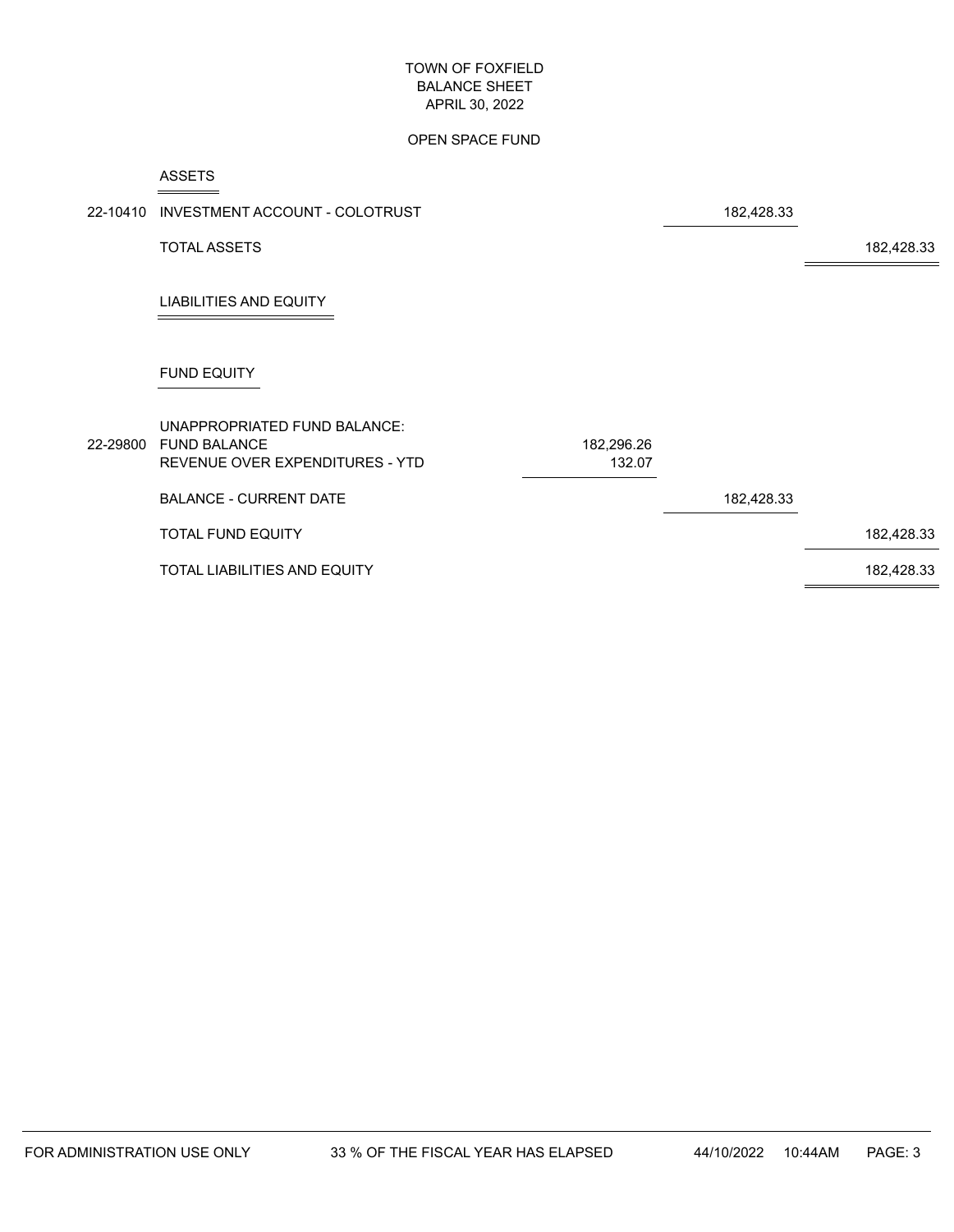TOWN OF FOXFIELD
BALANCE SHEET
APRIL 30, 2022

OPEN SPACE FUND

| | | | | |
|---|---|---|---|---|
| | **ASSETS** | | | |
| 22-10410 | INVESTMENT ACCOUNT - COLOTRUST | | 182,428.33 | |
| | TOTAL ASSETS | | | 182,428.33 |
| | **LIABILITIES AND EQUITY** | | | |
| | **FUND EQUITY** | | | |
| | UNAPPROPRIATED FUND BALANCE: | | | |
| 22-29800 | FUND BALANCE | 182,296.26 | | |
| | REVENUE OVER EXPENDITURES - YTD | 132.07 | | |
| | BALANCE - CURRENT DATE | | 182,428.33 | |
| | TOTAL FUND EQUITY | | | 182,428.33 |
| | TOTAL LIABILITIES AND EQUITY | | | 182,428.33 |

FOR ADMINISTRATION USE ONLY 33 % OF THE FISCAL YEAR HAS ELAPSED 44/10/2022 10:44AM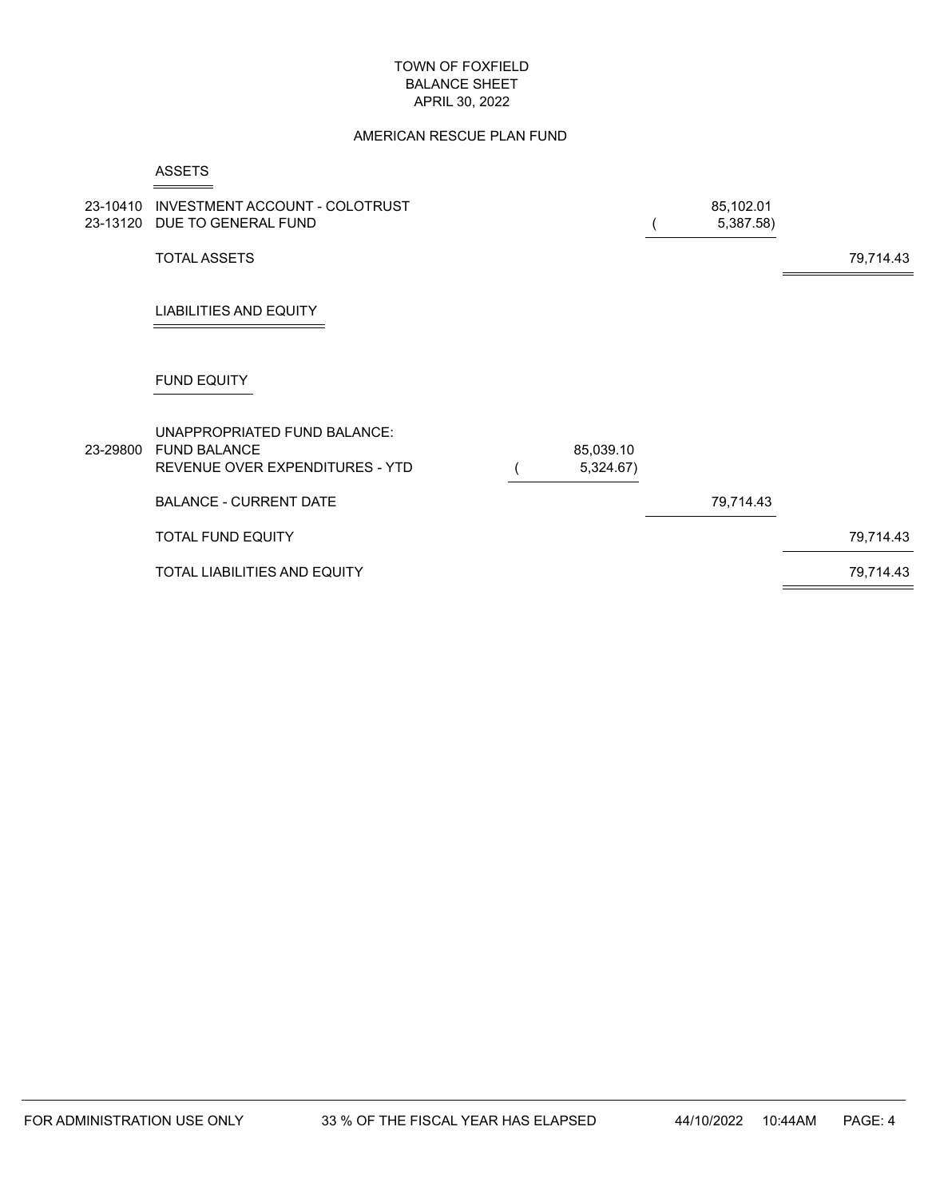# TOWN OF FOXFIELD
## BALANCE SHEET
### APRIL 30, 2022

### AMERICAN RESCUE PLAN FUND

| | | | | |
|---|---|---|---|---|
| | **ASSETS** | | | |
| 23-10410 | INVESTMENT ACCOUNT - COLOTRUST | | 85,102.01 | |
| 23-13120 | DUE TO GENERAL FUND | | ( 5,387.58) | |
| | TOTAL ASSETS | | | 79,714.43 |
| | **LIABILITIES AND EQUITY** | | | |
| | **FUND EQUITY** | | | |
| | UNAPPROPRIATED FUND BALANCE: | | | |
| 23-29800 | FUND BALANCE | 85,039.10 | | |
| | REVENUE OVER EXPENDITURES - YTD | ( 5,324.67) | | |
| | BALANCE - CURRENT DATE | | 79,714.43 | |
| | TOTAL FUND EQUITY | | | 79,714.43 |
| | TOTAL LIABILITIES AND EQUITY | | | 79,714.43 |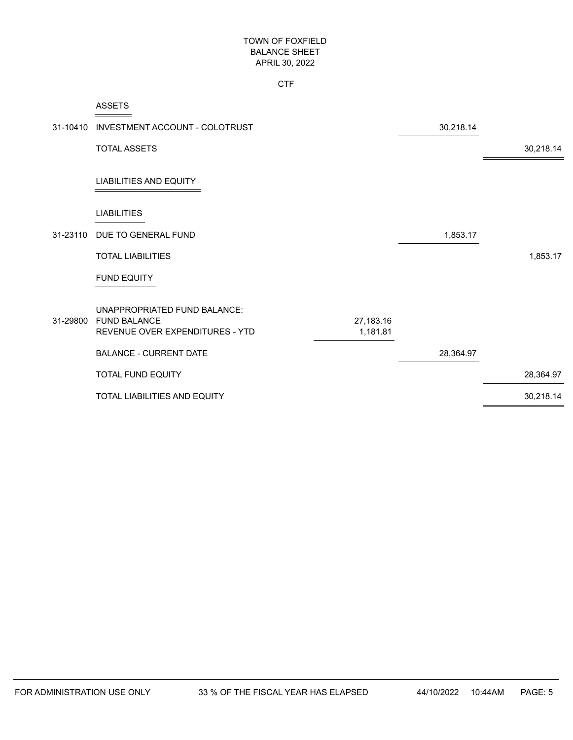# TOWN OF FOXFIELD
## BALANCE SHEET
### APRIL 30, 2022

CTF

| Account | Description | | | |
|---|---|---|---|---|
| | **ASSETS** | | | |
| 31-10410 | INVESTMENT ACCOUNT - COLOTRUST | | 30,218.14 | |
| | TOTAL ASSETS | | | 30,218.14 |
| | **LIABILITIES AND EQUITY** | | | |
| | **LIABILITIES** | | | |
| 31-23110 | DUE TO GENERAL FUND | | 1,853.17 | |
| | TOTAL LIABILITIES | | | 1,853.17 |
| | **FUND EQUITY** | | | |
| | UNAPPROPRIATED FUND BALANCE: | | | |
| 31-29800 | FUND BALANCE | 27,183.16 | | |
| | REVENUE OVER EXPENDITURES - YTD | 1,181.81 | | |
| | BALANCE - CURRENT DATE | | 28,364.97 | |
| | TOTAL FUND EQUITY | | | 28,364.97 |
| | TOTAL LIABILITIES AND EQUITY | | | 30,218.14 |

FOR ADMINISTRATION USE ONLY 33 % OF THE FISCAL YEAR HAS ELAPSED 44/10/2022 10:44AM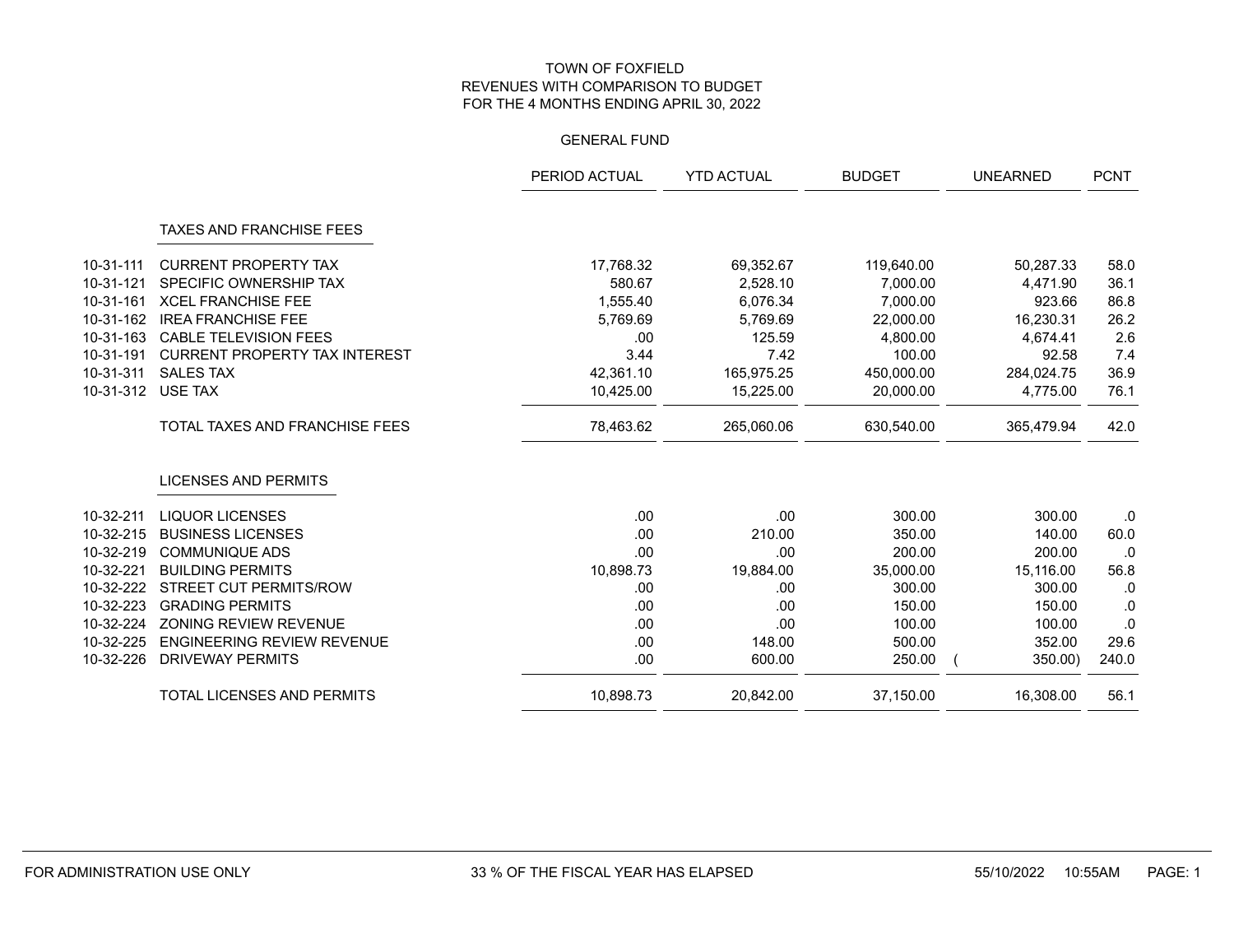TOWN OF FOXFIELD
REVENUES WITH COMPARISON TO BUDGET
FOR THE 4 MONTHS ENDING APRIL 30, 2022

GENERAL FUND

| | | PERIOD ACTUAL | YTD ACTUAL | BUDGET | UNEARNED | PCNT |
|---|---|---|---|---|---|---|
| | **TAXES AND FRANCHISE FEES** | | | | | |
| 10-31-111 | CURRENT PROPERTY TAX | 17,768.32 | 69,352.67 | 119,640.00 | 50,287.33 | 58.0 |
| 10-31-121 | SPECIFIC OWNERSHIP TAX | 580.67 | 2,528.10 | 7,000.00 | 4,471.90 | 36.1 |
| 10-31-161 | XCEL FRANCHISE FEE | 1,555.40 | 6,076.34 | 7,000.00 | 923.66 | 86.8 |
| 10-31-162 | IREA FRANCHISE FEE | 5,769.69 | 5,769.69 | 22,000.00 | 16,230.31 | 26.2 |
| 10-31-163 | CABLE TELEVISION FEES | .00 | 125.59 | 4,800.00 | 4,674.41 | 2.6 |
| 10-31-191 | CURRENT PROPERTY TAX INTEREST | 3.44 | 7.42 | 100.00 | 92.58 | 7.4 |
| 10-31-311 | SALES TAX | 42,361.10 | 165,975.25 | 450,000.00 | 284,024.75 | 36.9 |
| 10-31-312 | USE TAX | 10,425.00 | 15,225.00 | 20,000.00 | 4,775.00 | 76.1 |
| | TOTAL TAXES AND FRANCHISE FEES | 78,463.62 | 265,060.06 | 630,540.00 | 365,479.94 | 42.0 |
| | **LICENSES AND PERMITS** | | | | | |
| 10-32-211 | LIQUOR LICENSES | .00 | .00 | 300.00 | 300.00 | .0 |
| 10-32-215 | BUSINESS LICENSES | .00 | 210.00 | 350.00 | 140.00 | 60.0 |
| 10-32-219 | COMMUNIQUE ADS | .00 | .00 | 200.00 | 200.00 | .0 |
| 10-32-221 | BUILDING PERMITS | 10,898.73 | 19,884.00 | 35,000.00 | 15,116.00 | 56.8 |
| 10-32-222 | STREET CUT PERMITS/ROW | .00 | .00 | 300.00 | 300.00 | .0 |
| 10-32-223 | GRADING PERMITS | .00 | .00 | 150.00 | 150.00 | .0 |
| 10-32-224 | ZONING REVIEW REVENUE | .00 | .00 | 100.00 | 100.00 | .0 |
| 10-32-225 | ENGINEERING REVIEW REVENUE | .00 | 148.00 | 500.00 | 352.00 | 29.6 |
| 10-32-226 | DRIVEWAY PERMITS | .00 | 600.00 | 250.00 | ( 350.00) | 240.0 |
| | TOTAL LICENSES AND PERMITS | 10,898.73 | 20,842.00 | 37,150.00 | 16,308.00 | 56.1 |

FOR ADMINISTRATION USE ONLY | 33 % OF THE FISCAL YEAR HAS ELAPSED | 55/10/2022 10:55AM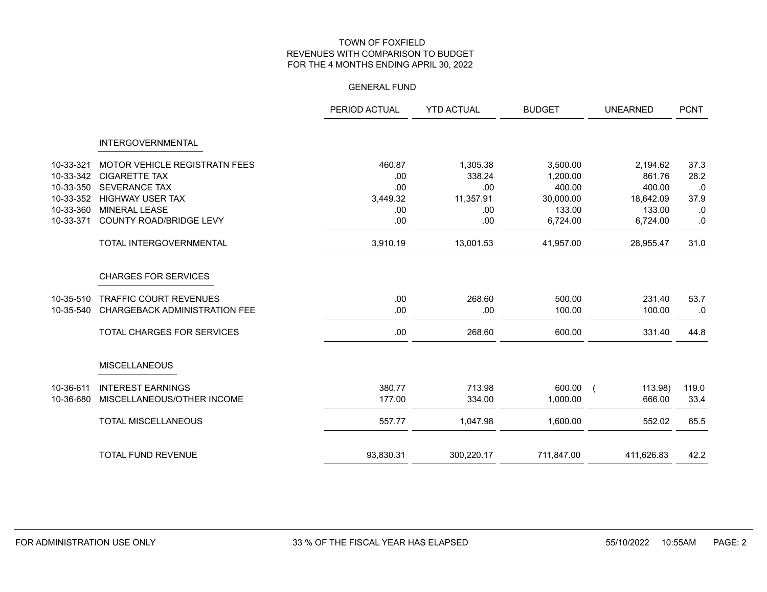TOWN OF FOXFIELD
REVENUES WITH COMPARISON TO BUDGET
FOR THE 4 MONTHS ENDING APRIL 30, 2022

GENERAL FUND

| | | PERIOD ACTUAL | YTD ACTUAL | BUDGET | UNEARNED | PCNT |
|---|---|---|---|---|---|---|
| | INTERGOVERNMENTAL | | | | | |
| 10-33-321 | MOTOR VEHICLE REGISTRATN FEES | 460.87 | 1,305.38 | 3,500.00 | 2,194.62 | 37.3 |
| 10-33-342 | CIGARETTE TAX | .00 | 338.24 | 1,200.00 | 861.76 | 28.2 |
| 10-33-350 | SEVERANCE TAX | .00 | .00 | 400.00 | 400.00 | .0 |
| 10-33-352 | HIGHWAY USER TAX | 3,449.32 | 11,357.91 | 30,000.00 | 18,642.09 | 37.9 |
| 10-33-360 | MINERAL LEASE | .00 | .00 | 133.00 | 133.00 | .0 |
| 10-33-371 | COUNTY ROAD/BRIDGE LEVY | .00 | .00 | 6,724.00 | 6,724.00 | .0 |
| | TOTAL INTERGOVERNMENTAL | 3,910.19 | 13,001.53 | 41,957.00 | 28,955.47 | 31.0 |
| | CHARGES FOR SERVICES | | | | | |
| 10-35-510 | TRAFFIC COURT REVENUES | .00 | 268.60 | 500.00 | 231.40 | 53.7 |
| 10-35-540 | CHARGEBACK ADMINISTRATION FEE | .00 | .00 | 100.00 | 100.00 | .0 |
| | TOTAL CHARGES FOR SERVICES | .00 | 268.60 | 600.00 | 331.40 | 44.8 |
| | MISCELLANEOUS | | | | | |
| 10-36-611 | INTEREST EARNINGS | 380.77 | 713.98 | 600.00 | ( 113.98) | 119.0 |
| 10-36-680 | MISCELLANEOUS/OTHER INCOME | 177.00 | 334.00 | 1,000.00 | 666.00 | 33.4 |
| | TOTAL MISCELLANEOUS | 557.77 | 1,047.98 | 1,600.00 | 552.02 | 65.5 |
| | TOTAL FUND REVENUE | 93,830.31 | 300,220.17 | 711,847.00 | 411,626.83 | 42.2 |

FOR ADMINISTRATION USE ONLY — 33 % OF THE FISCAL YEAR HAS ELAPSED — 55/10/2022 10:55AM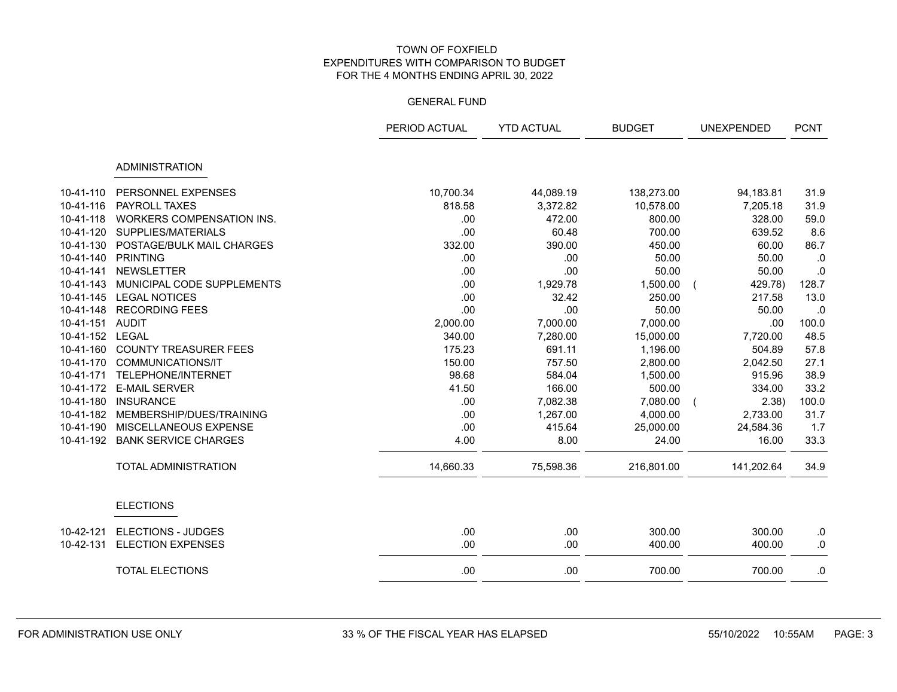# TOWN OF FOXFIELD
## EXPENDITURES WITH COMPARISON TO BUDGET
## FOR THE 4 MONTHS ENDING APRIL 30, 2022

### GENERAL FUND

| | | PERIOD ACTUAL | YTD ACTUAL | BUDGET | UNEXPENDED | PCNT |
|---|---|---|---|---|---|---|
| | **ADMINISTRATION** | | | | | |
| 10-41-110 | PERSONNEL EXPENSES | 10,700.34 | 44,089.19 | 138,273.00 | 94,183.81 | 31.9 |
| 10-41-116 | PAYROLL TAXES | 818.58 | 3,372.82 | 10,578.00 | 7,205.18 | 31.9 |
| 10-41-118 | WORKERS COMPENSATION INS. | .00 | 472.00 | 800.00 | 328.00 | 59.0 |
| 10-41-120 | SUPPLIES/MATERIALS | .00 | 60.48 | 700.00 | 639.52 | 8.6 |
| 10-41-130 | POSTAGE/BULK MAIL CHARGES | 332.00 | 390.00 | 450.00 | 60.00 | 86.7 |
| 10-41-140 | PRINTING | .00 | .00 | 50.00 | 50.00 | .0 |
| 10-41-141 | NEWSLETTER | .00 | .00 | 50.00 | 50.00 | .0 |
| 10-41-143 | MUNICIPAL CODE SUPPLEMENTS | .00 | 1,929.78 | 1,500.00 | ( 429.78) | 128.7 |
| 10-41-145 | LEGAL NOTICES | .00 | 32.42 | 250.00 | 217.58 | 13.0 |
| 10-41-148 | RECORDING FEES | .00 | .00 | 50.00 | 50.00 | .0 |
| 10-41-151 | AUDIT | 2,000.00 | 7,000.00 | 7,000.00 | .00 | 100.0 |
| 10-41-152 | LEGAL | 340.00 | 7,280.00 | 15,000.00 | 7,720.00 | 48.5 |
| 10-41-160 | COUNTY TREASURER FEES | 175.23 | 691.11 | 1,196.00 | 504.89 | 57.8 |
| 10-41-170 | COMMUNICATIONS/IT | 150.00 | 757.50 | 2,800.00 | 2,042.50 | 27.1 |
| 10-41-171 | TELEPHONE/INTERNET | 98.68 | 584.04 | 1,500.00 | 915.96 | 38.9 |
| 10-41-172 | E-MAIL SERVER | 41.50 | 166.00 | 500.00 | 334.00 | 33.2 |
| 10-41-180 | INSURANCE | .00 | 7,082.38 | 7,080.00 | ( 2.38) | 100.0 |
| 10-41-182 | MEMBERSHIP/DUES/TRAINING | .00 | 1,267.00 | 4,000.00 | 2,733.00 | 31.7 |
| 10-41-190 | MISCELLANEOUS EXPENSE | .00 | 415.64 | 25,000.00 | 24,584.36 | 1.7 |
| 10-41-192 | BANK SERVICE CHARGES | 4.00 | 8.00 | 24.00 | 16.00 | 33.3 |
| | TOTAL ADMINISTRATION | 14,660.33 | 75,598.36 | 216,801.00 | 141,202.64 | 34.9 |
| | **ELECTIONS** | | | | | |
| 10-42-121 | ELECTIONS - JUDGES | .00 | .00 | 300.00 | 300.00 | .0 |
| 10-42-131 | ELECTION EXPENSES | .00 | .00 | 400.00 | 400.00 | .0 |
| | TOTAL ELECTIONS | .00 | .00 | 700.00 | 700.00 | .0 |

FOR ADMINISTRATION USE ONLY — 33 % OF THE FISCAL YEAR HAS ELAPSED — 55/10/2022 10:55AM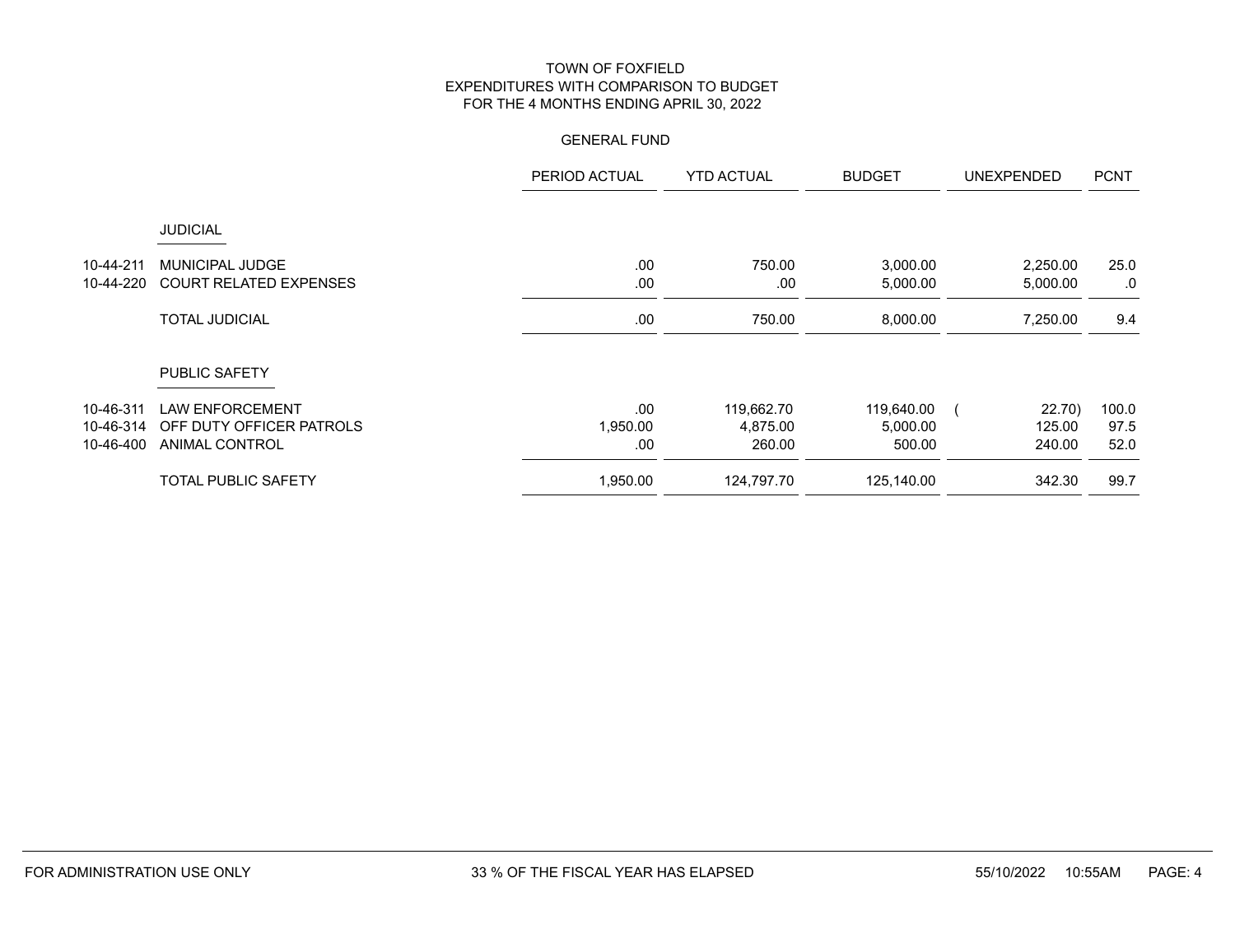TOWN OF FOXFIELD
EXPENDITURES WITH COMPARISON TO BUDGET
FOR THE 4 MONTHS ENDING APRIL 30, 2022

GENERAL FUND

| | | PERIOD ACTUAL | YTD ACTUAL | BUDGET | UNEXPENDED | PCNT |
|---|---|---|---|---|---|---|
| | **JUDICIAL** | | | | | |
| 10-44-211 | MUNICIPAL JUDGE | .00 | 750.00 | 3,000.00 | 2,250.00 | 25.0 |
| 10-44-220 | COURT RELATED EXPENSES | .00 | .00 | 5,000.00 | 5,000.00 | .0 |
| | TOTAL JUDICIAL | .00 | 750.00 | 8,000.00 | 7,250.00 | 9.4 |
| | **PUBLIC SAFETY** | | | | | |
| 10-46-311 | LAW ENFORCEMENT | .00 | 119,662.70 | 119,640.00 | ( 22.70) | 100.0 |
| 10-46-314 | OFF DUTY OFFICER PATROLS | 1,950.00 | 4,875.00 | 5,000.00 | 125.00 | 97.5 |
| 10-46-400 | ANIMAL CONTROL | .00 | 260.00 | 500.00 | 240.00 | 52.0 |
| | TOTAL PUBLIC SAFETY | 1,950.00 | 124,797.70 | 125,140.00 | 342.30 | 99.7 |

FOR ADMINISTRATION USE ONLY 33 % OF THE FISCAL YEAR HAS ELAPSED 55/10/2022 10:55AM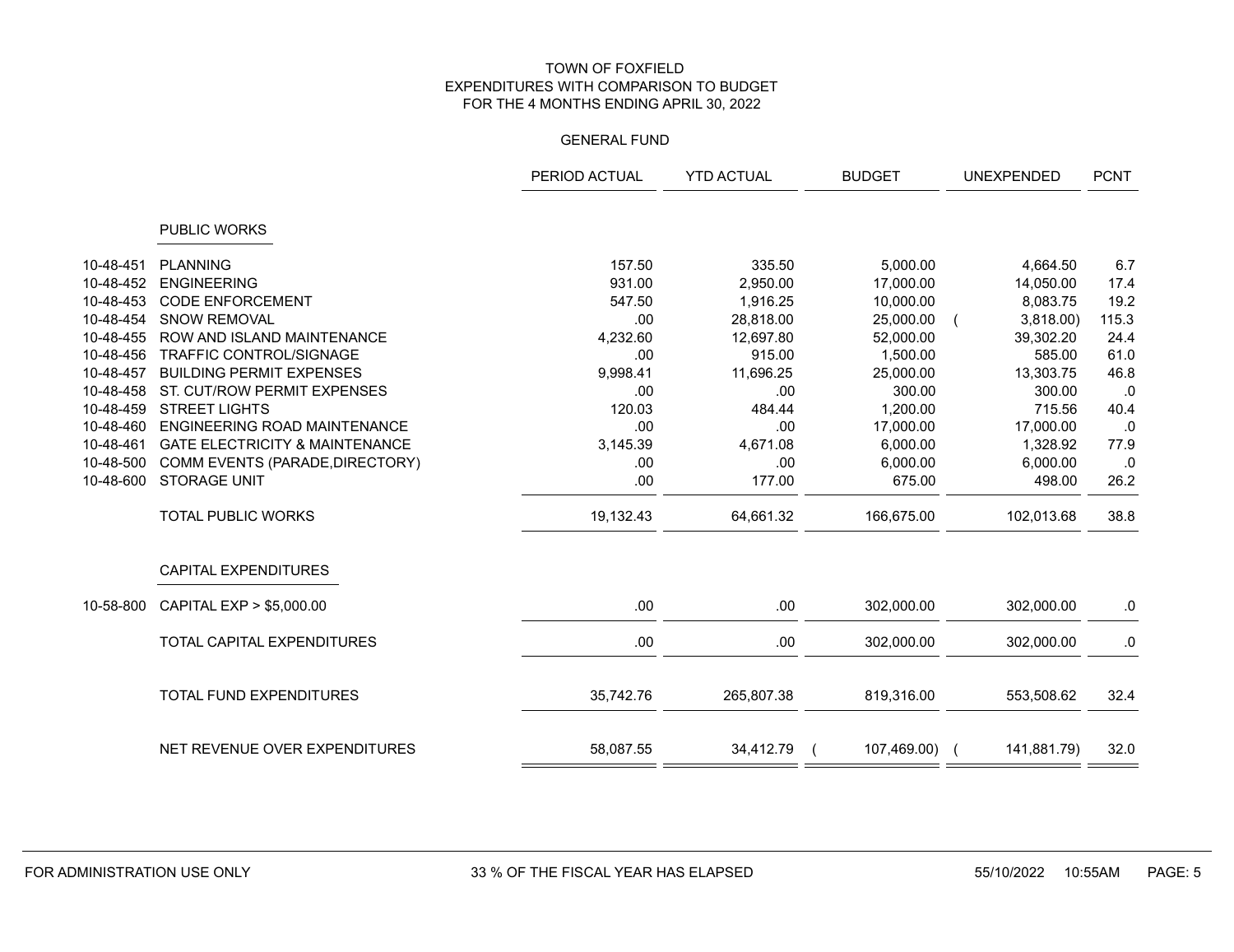# TOWN OF FOXFIELD
## EXPENDITURES WITH COMPARISON TO BUDGET
## FOR THE 4 MONTHS ENDING APRIL 30, 2022

### GENERAL FUND

| | | PERIOD ACTUAL | YTD ACTUAL | BUDGET | UNEXPENDED | PCNT |
|---|---|---|---|---|---|---|
| | **PUBLIC WORKS** | | | | | |
| 10-48-451 | PLANNING | 157.50 | 335.50 | 5,000.00 | 4,664.50 | 6.7 |
| 10-48-452 | ENGINEERING | 931.00 | 2,950.00 | 17,000.00 | 14,050.00 | 17.4 |
| 10-48-453 | CODE ENFORCEMENT | 547.50 | 1,916.25 | 10,000.00 | 8,083.75 | 19.2 |
| 10-48-454 | SNOW REMOVAL | .00 | 28,818.00 | 25,000.00 | ( 3,818.00) | 115.3 |
| 10-48-455 | ROW AND ISLAND MAINTENANCE | 4,232.60 | 12,697.80 | 52,000.00 | 39,302.20 | 24.4 |
| 10-48-456 | TRAFFIC CONTROL/SIGNAGE | .00 | 915.00 | 1,500.00 | 585.00 | 61.0 |
| 10-48-457 | BUILDING PERMIT EXPENSES | 9,998.41 | 11,696.25 | 25,000.00 | 13,303.75 | 46.8 |
| 10-48-458 | ST. CUT/ROW PERMIT EXPENSES | .00 | .00 | 300.00 | 300.00 | .0 |
| 10-48-459 | STREET LIGHTS | 120.03 | 484.44 | 1,200.00 | 715.56 | 40.4 |
| 10-48-460 | ENGINEERING ROAD MAINTENANCE | .00 | .00 | 17,000.00 | 17,000.00 | .0 |
| 10-48-461 | GATE ELECTRICITY & MAINTENANCE | 3,145.39 | 4,671.08 | 6,000.00 | 1,328.92 | 77.9 |
| 10-48-500 | COMM EVENTS (PARADE,DIRECTORY) | .00 | .00 | 6,000.00 | 6,000.00 | .0 |
| 10-48-600 | STORAGE UNIT | .00 | 177.00 | 675.00 | 498.00 | 26.2 |
| | TOTAL PUBLIC WORKS | 19,132.43 | 64,661.32 | 166,675.00 | 102,013.68 | 38.8 |
| | **CAPITAL EXPENDITURES** | | | | | |
| 10-58-800 | CAPITAL EXP > $5,000.00 | .00 | .00 | 302,000.00 | 302,000.00 | .0 |
| | TOTAL CAPITAL EXPENDITURES | .00 | .00 | 302,000.00 | 302,000.00 | .0 |
| | TOTAL FUND EXPENDITURES | 35,742.76 | 265,807.38 | 819,316.00 | 553,508.62 | 32.4 |
| | NET REVENUE OVER EXPENDITURES | 58,087.55 | 34,412.79 | ( 107,469.00) | ( 141,881.79) | 32.0 |

FOR ADMINISTRATION USE ONLY — 33 % OF THE FISCAL YEAR HAS ELAPSED — 55/10/2022 10:55AM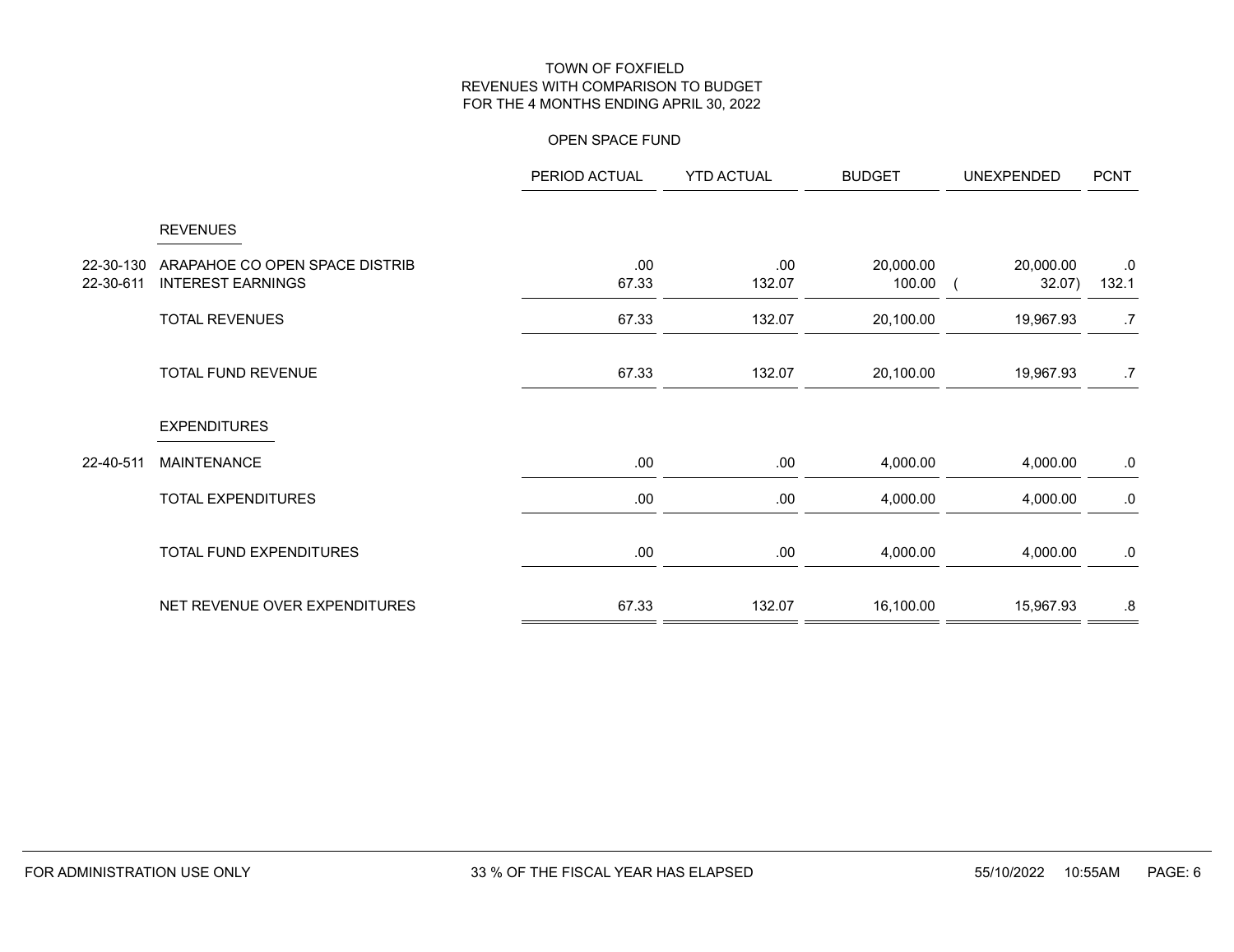TOWN OF FOXFIELD
REVENUES WITH COMPARISON TO BUDGET
FOR THE 4 MONTHS ENDING APRIL 30, 2022

OPEN SPACE FUND

| | | PERIOD ACTUAL | YTD ACTUAL | BUDGET | UNEXPENDED | PCNT |
|---|---|---|---|---|---|---|
| | **REVENUES** | | | | | |
| 22-30-130 | ARAPAHOE CO OPEN SPACE DISTRIB | .00 | .00 | 20,000.00 | 20,000.00 | .0 |
| 22-30-611 | INTEREST EARNINGS | 67.33 | 132.07 | 100.00 | ( 32.07) | 132.1 |
| | TOTAL REVENUES | 67.33 | 132.07 | 20,100.00 | 19,967.93 | .7 |
| | TOTAL FUND REVENUE | 67.33 | 132.07 | 20,100.00 | 19,967.93 | .7 |
| | **EXPENDITURES** | | | | | |
| 22-40-511 | MAINTENANCE | .00 | .00 | 4,000.00 | 4,000.00 | .0 |
| | TOTAL EXPENDITURES | .00 | .00 | 4,000.00 | 4,000.00 | .0 |
| | TOTAL FUND EXPENDITURES | .00 | .00 | 4,000.00 | 4,000.00 | .0 |
| | NET REVENUE OVER EXPENDITURES | 67.33 | 132.07 | 16,100.00 | 15,967.93 | .8 |

FOR ADMINISTRATION USE ONLY    33 % OF THE FISCAL YEAR HAS ELAPSED    55/10/2022 10:55AM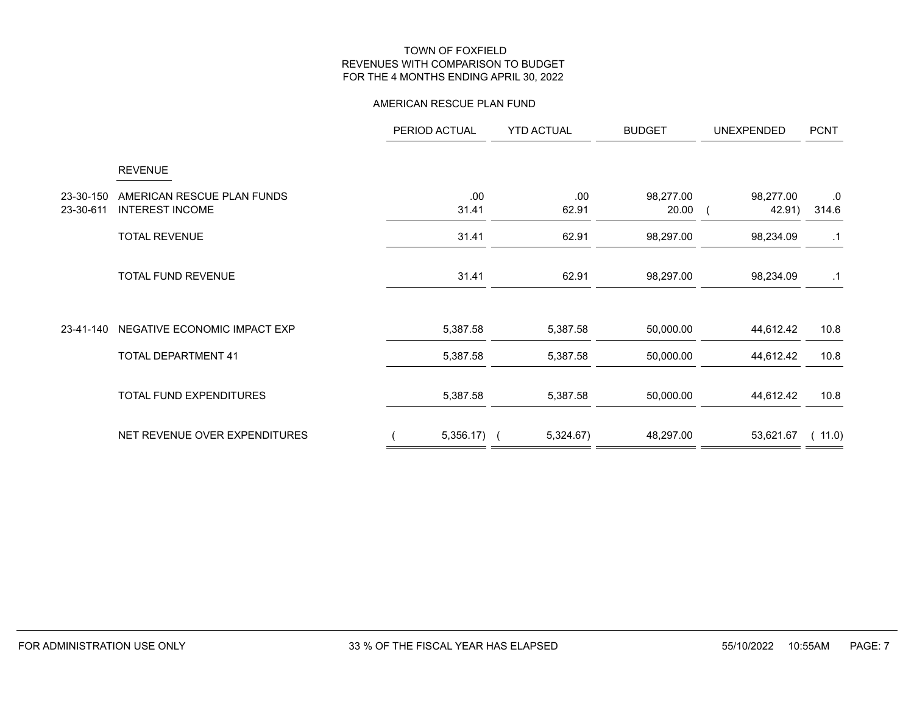TOWN OF FOXFIELD
REVENUES WITH COMPARISON TO BUDGET
FOR THE 4 MONTHS ENDING APRIL 30, 2022

AMERICAN RESCUE PLAN FUND

| | | PERIOD ACTUAL | YTD ACTUAL | BUDGET | UNEXPENDED | PCNT |
|---|---|---|---|---|---|---|
| | **REVENUE** | | | | | |
| 23-30-150 | AMERICAN RESCUE PLAN FUNDS | .00 | .00 | 98,277.00 | 98,277.00 | .0 |
| 23-30-611 | INTEREST INCOME | 31.41 | 62.91 | 20.00 | ( 42.91) | 314.6 |
| | TOTAL REVENUE | 31.41 | 62.91 | 98,297.00 | 98,234.09 | .1 |
| | TOTAL FUND REVENUE | 31.41 | 62.91 | 98,297.00 | 98,234.09 | .1 |
| 23-41-140 | NEGATIVE ECONOMIC IMPACT EXP | 5,387.58 | 5,387.58 | 50,000.00 | 44,612.42 | 10.8 |
| | TOTAL DEPARTMENT 41 | 5,387.58 | 5,387.58 | 50,000.00 | 44,612.42 | 10.8 |
| | TOTAL FUND EXPENDITURES | 5,387.58 | 5,387.58 | 50,000.00 | 44,612.42 | 10.8 |
| | NET REVENUE OVER EXPENDITURES | ( 5,356.17) | ( 5,324.67) | 48,297.00 | 53,621.67 | ( 11.0) |

FOR ADMINISTRATION USE ONLY 33 % OF THE FISCAL YEAR HAS ELAPSED 55/10/2022 10:55AM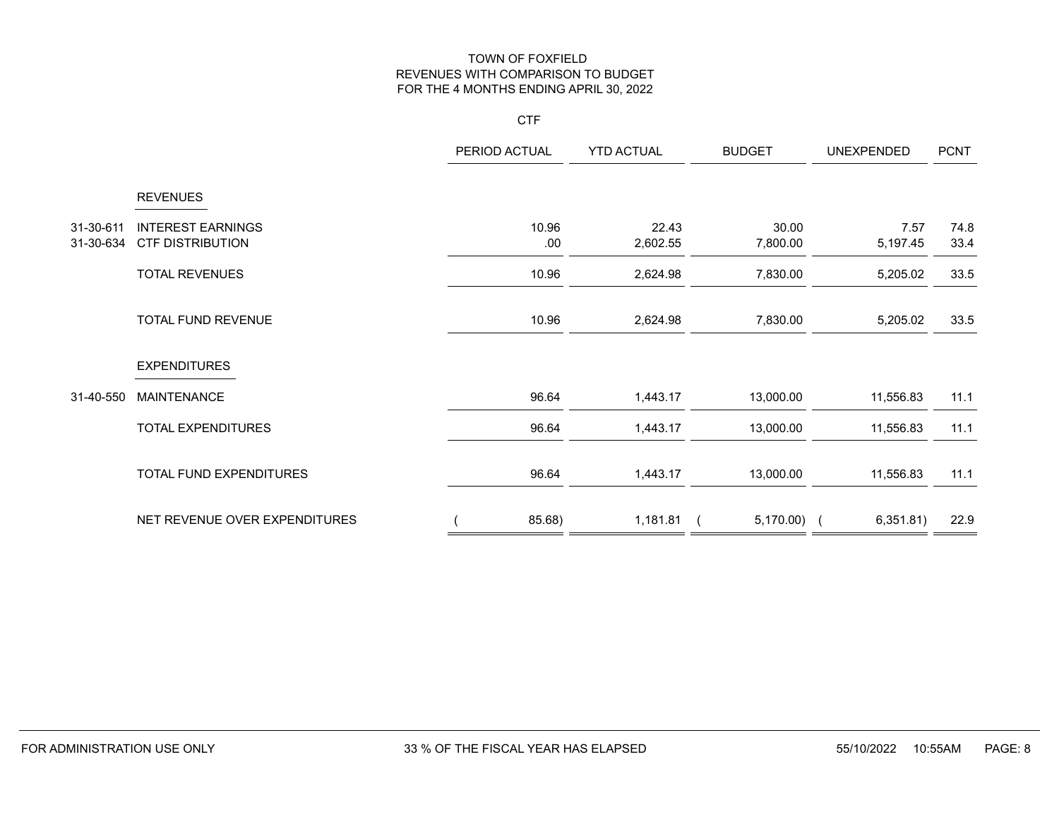# TOWN OF FOXFIELD
## REVENUES WITH COMPARISON TO BUDGET
## FOR THE 4 MONTHS ENDING APRIL 30, 2022

### CTF

| | | PERIOD ACTUAL | YTD ACTUAL | BUDGET | UNEXPENDED | PCNT |
|---|---|---|---|---|---|---|
| | **REVENUES** | | | | | |
| 31-30-611 | INTEREST EARNINGS | 10.96 | 22.43 | 30.00 | 7.57 | 74.8 |
| 31-30-634 | CTF DISTRIBUTION | .00 | 2,602.55 | 7,800.00 | 5,197.45 | 33.4 |
| | TOTAL REVENUES | 10.96 | 2,624.98 | 7,830.00 | 5,205.02 | 33.5 |
| | TOTAL FUND REVENUE | 10.96 | 2,624.98 | 7,830.00 | 5,205.02 | 33.5 |
| | **EXPENDITURES** | | | | | |
| 31-40-550 | MAINTENANCE | 96.64 | 1,443.17 | 13,000.00 | 11,556.83 | 11.1 |
| | TOTAL EXPENDITURES | 96.64 | 1,443.17 | 13,000.00 | 11,556.83 | 11.1 |
| | TOTAL FUND EXPENDITURES | 96.64 | 1,443.17 | 13,000.00 | 11,556.83 | 11.1 |
| | NET REVENUE OVER EXPENDITURES | ( 85.68) | 1,181.81 | ( 5,170.00) | ( 6,351.81) | 22.9 |

FOR ADMINISTRATION USE ONLY 33 % OF THE FISCAL YEAR HAS ELAPSED 55/10/2022 10:55AM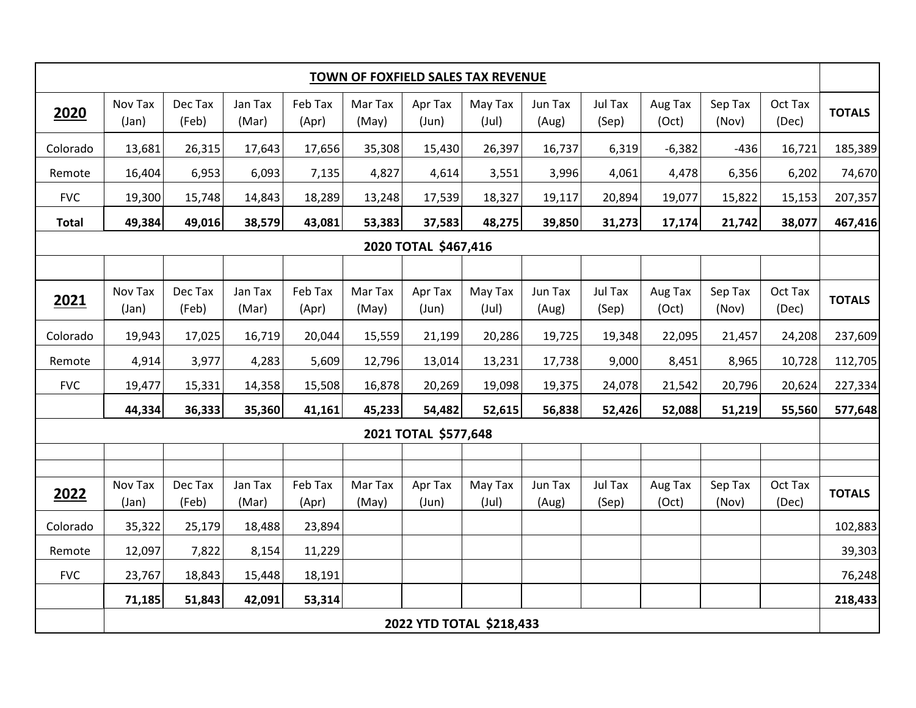## TOWN OF FOXFIELD SALES TAX REVENUE

| 2020 | Nov Tax (Jan) | Dec Tax (Feb) | Jan Tax (Mar) | Feb Tax (Apr) | Mar Tax (May) | Apr Tax (Jun) | May Tax (Jul) | Jun Tax (Aug) | Jul Tax (Sep) | Aug Tax (Oct) | Sep Tax (Nov) | Oct Tax (Dec) | TOTALS |
|---|---|---|---|---|---|---|---|---|---|---|---|---|---|
| Colorado | 13,681 | 26,315 | 17,643 | 17,656 | 35,308 | 15,430 | 26,397 | 16,737 | 6,319 | -6,382 | -436 | 16,721 | 185,389 |
| Remote | 16,404 | 6,953 | 6,093 | 7,135 | 4,827 | 4,614 | 3,551 | 3,996 | 4,061 | 4,478 | 6,356 | 6,202 | 74,670 |
| FVC | 19,300 | 15,748 | 14,843 | 18,289 | 13,248 | 17,539 | 18,327 | 19,117 | 20,894 | 19,077 | 15,822 | 15,153 | 207,357 |
| **Total** | **49,384** | **49,016** | **38,579** | **43,081** | **53,383** | **37,583** | **48,275** | **39,850** | **31,273** | **17,174** | **21,742** | **38,077** | **467,416** |

**2020 TOTAL $467,416**

| 2021 | Nov Tax (Jan) | Dec Tax (Feb) | Jan Tax (Mar) | Feb Tax (Apr) | Mar Tax (May) | Apr Tax (Jun) | May Tax (Jul) | Jun Tax (Aug) | Jul Tax (Sep) | Aug Tax (Oct) | Sep Tax (Nov) | Oct Tax (Dec) | TOTALS |
|---|---|---|---|---|---|---|---|---|---|---|---|---|---|
| Colorado | 19,943 | 17,025 | 16,719 | 20,044 | 15,559 | 21,199 | 20,286 | 19,725 | 19,348 | 22,095 | 21,457 | 24,208 | 237,609 |
| Remote | 4,914 | 3,977 | 4,283 | 5,609 | 12,796 | 13,014 | 13,231 | 17,738 | 9,000 | 8,451 | 8,965 | 10,728 | 112,705 |
| FVC | 19,477 | 15,331 | 14,358 | 15,508 | 16,878 | 20,269 | 19,098 | 19,375 | 24,078 | 21,542 | 20,796 | 20,624 | 227,334 |
| | **44,334** | **36,333** | **35,360** | **41,161** | **45,233** | **54,482** | **52,615** | **56,838** | **52,426** | **52,088** | **51,219** | **55,560** | **577,648** |

**2021 TOTAL $577,648**

| 2022 | Nov Tax (Jan) | Dec Tax (Feb) | Jan Tax (Mar) | Feb Tax (Apr) | Mar Tax (May) | Apr Tax (Jun) | May Tax (Jul) | Jun Tax (Aug) | Jul Tax (Sep) | Aug Tax (Oct) | Sep Tax (Nov) | Oct Tax (Dec) | TOTALS |
|---|---|---|---|---|---|---|---|---|---|---|---|---|---|
| Colorado | 35,322 | 25,179 | 18,488 | 23,894 | | | | | | | | | 102,883 |
| Remote | 12,097 | 7,822 | 8,154 | 11,229 | | | | | | | | | 39,303 |
| FVC | 23,767 | 18,843 | 15,448 | 18,191 | | | | | | | | | 76,248 |
| | **71,185** | **51,843** | **42,091** | **53,314** | | | | | | | | | **218,433** |

**2022 YTD TOTAL $218,433**